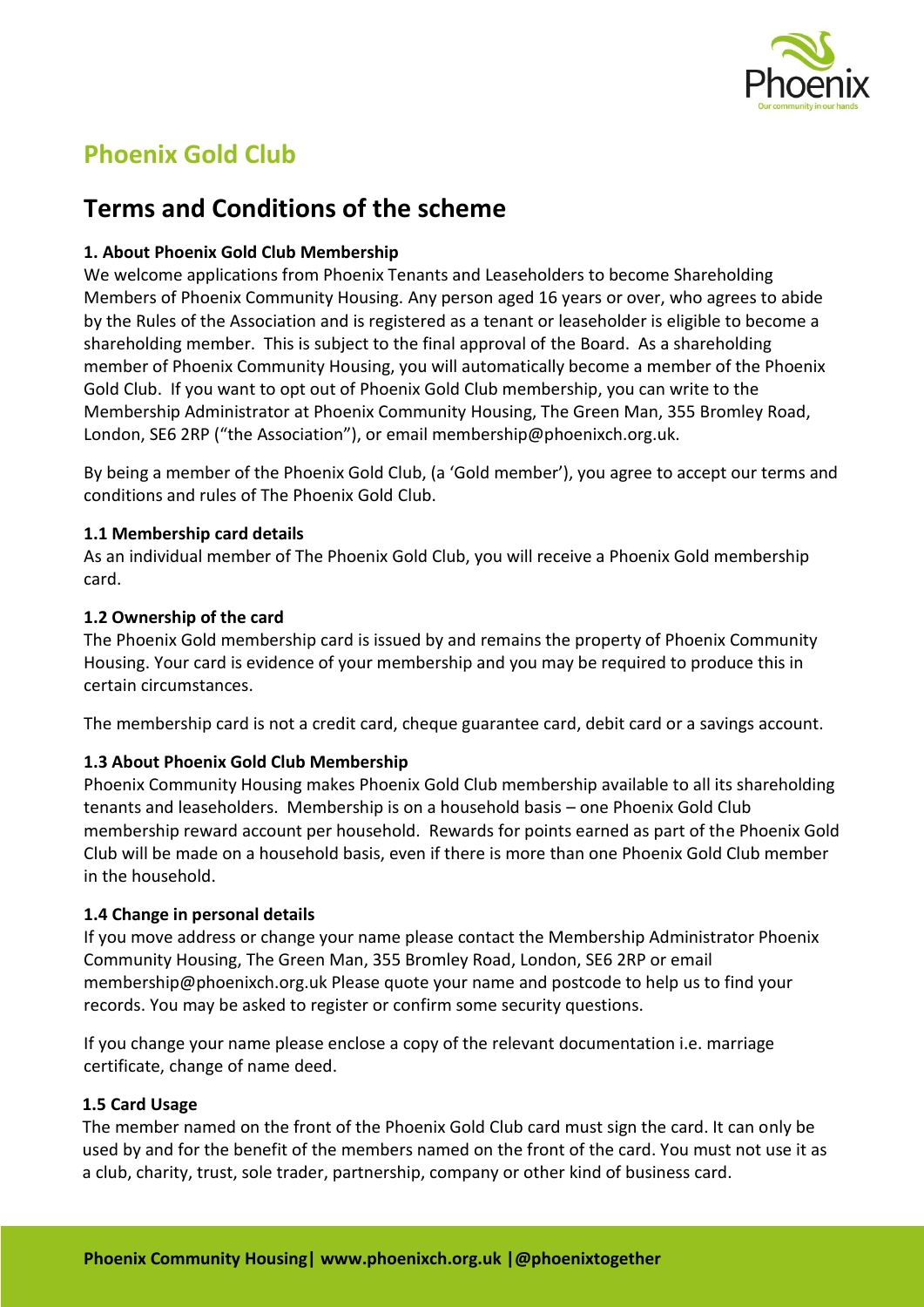# Phoenix Gold Club

## Terms and Conditions of the scheme

### 1. About Phoenix Gold Club Membership

We welcome applications from Phoenix Tenants and Leaseholders to become Shareholding Members of Phoenix Community Housing. Any person aged 16 years or over, who agrees to abide by the Rules of the Association and is registered as a tenant or leaseholder is eligible to become a shareholding member. This is subject to the final approval of the Board. As a shareholding member of Phoenix Community Housing, you will automatically become a member of the Phoenix Gold Club. If you want to opt out of Phoenix Gold Club membership, you can write to the Membership Administrator at Phoenix Community Housing, The Green Man, 355 Bromley Road, London, SE6 2RP ("the Association"), or email membership@phoenixch.org.uk.

By being a member of the Phoenix Gold Club, (a 'Gold member'), you agree to accept our terms and conditions and rules of The Phoenix Gold Club.

### 1.1 Membership card details

As an individual member of The Phoenix Gold Club, you will receive a Phoenix Gold membership card.

### 1.2 Ownership of the card

The Phoenix Gold membership card is issued by and remains the property of Phoenix Community Housing. Your card is evidence of your membership and you may be required to produce this in certain circumstances.

The membership card is not a credit card, cheque guarantee card, debit card or a savings account.

### 1.3 About Phoenix Gold Club Membership

Phoenix Community Housing makes Phoenix Gold Club membership available to all its shareholding tenants and leaseholders. Membership is on a household basis – one Phoenix Gold Club membership reward account per household. Rewards for points earned as part of the Phoenix Gold Club will be made on a household basis, even if there is more than one Phoenix Gold Club member in the household.

### 1.4 Change in personal details

If you move address or change your name please contact the Membership Administrator Phoenix Community Housing, The Green Man, 355 Bromley Road, London, SE6 2RP or email membership@phoenixch.org.uk Please quote your name and postcode to help us to find your records. You may be asked to register or confirm some security questions.

If you change your name please enclose a copy of the relevant documentation i.e. marriage certificate, change of name deed.

### 1.5 Card Usage

The member named on the front of the Phoenix Gold Club card must sign the card. It can only be used by and for the benefit of the members named on the front of the card. You must not use it as a club, charity, trust, sole trader, partnership, company or other kind of business card.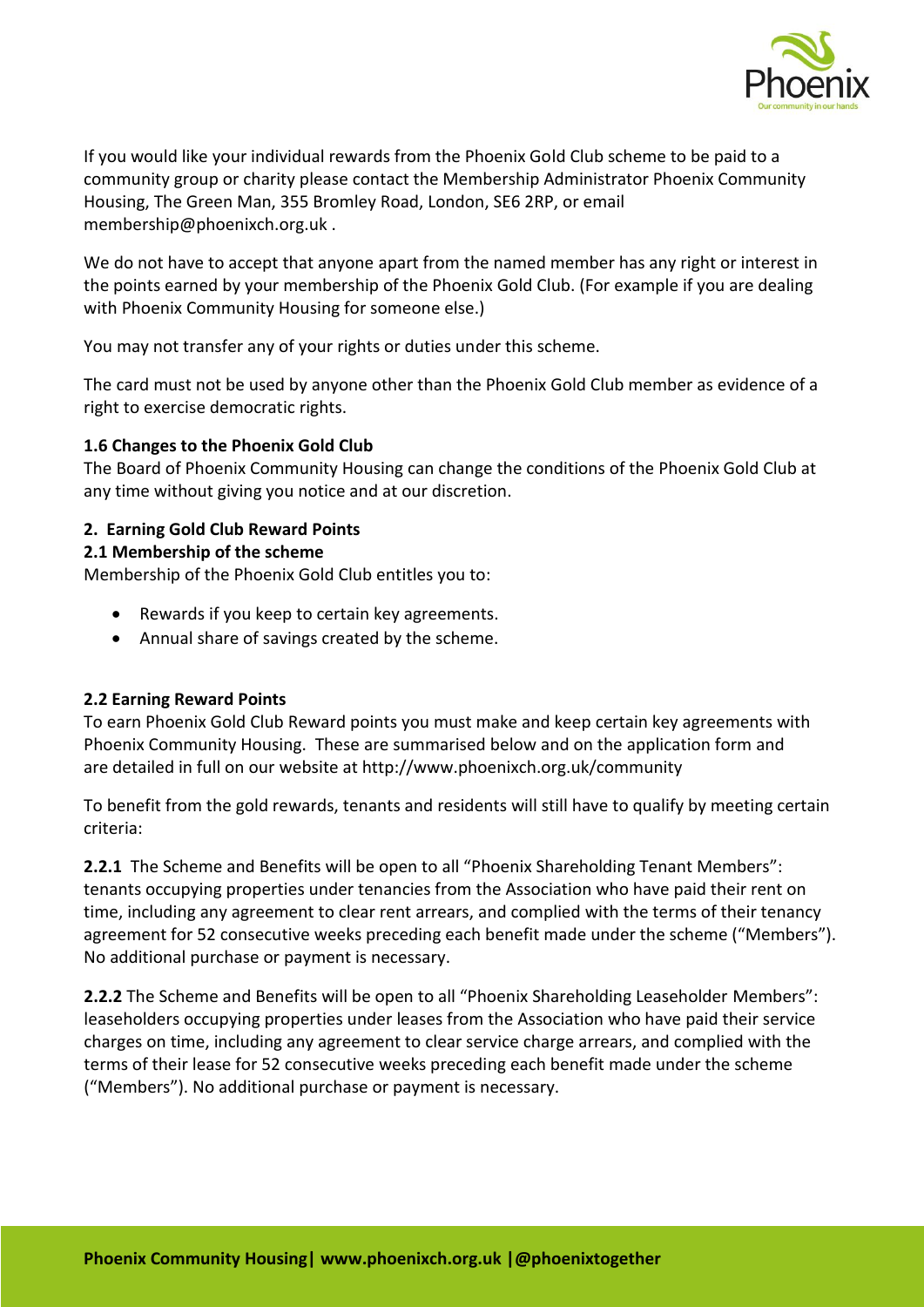If you would like your individual rewards from the Phoenix Gold Club scheme to be paid to a community group or charity please contact the Membership Administrator Phoenix Community Housing, The Green Man, 355 Bromley Road, London, SE6 2RP, or email membership@phoenixch.org.uk .

We do not have to accept that anyone apart from the named member has any right or interest in the points earned by your membership of the Phoenix Gold Club. (For example if you are dealing with Phoenix Community Housing for someone else.)

You may not transfer any of your rights or duties under this scheme.

The card must not be used by anyone other than the Phoenix Gold Club member as evidence of a right to exercise democratic rights.

### 1.6 Changes to the Phoenix Gold Club

The Board of Phoenix Community Housing can change the conditions of the Phoenix Gold Club at any time without giving you notice and at our discretion.

## 2. Earning Gold Club Reward Points

### 2.1 Membership of the scheme

Membership of the Phoenix Gold Club entitles you to:

- Rewards if you keep to certain key agreements.
- Annual share of savings created by the scheme.

### 2.2 Earning Reward Points

To earn Phoenix Gold Club Reward points you must make and keep certain key agreements with Phoenix Community Housing. These are summarised below and on the application form and are detailed in full on our website at http://www.phoenixch.org.uk/community

To benefit from the gold rewards, tenants and residents will still have to qualify by meeting certain criteria:

**2.2.1** The Scheme and Benefits will be open to all "Phoenix Shareholding Tenant Members": tenants occupying properties under tenancies from the Association who have paid their rent on time, including any agreement to clear rent arrears, and complied with the terms of their tenancy agreement for 52 consecutive weeks preceding each benefit made under the scheme ("Members"). No additional purchase or payment is necessary.

**2.2.2** The Scheme and Benefits will be open to all "Phoenix Shareholding Leaseholder Members": leaseholders occupying properties under leases from the Association who have paid their service charges on time, including any agreement to clear service charge arrears, and complied with the terms of their lease for 52 consecutive weeks preceding each benefit made under the scheme ("Members"). No additional purchase or payment is necessary.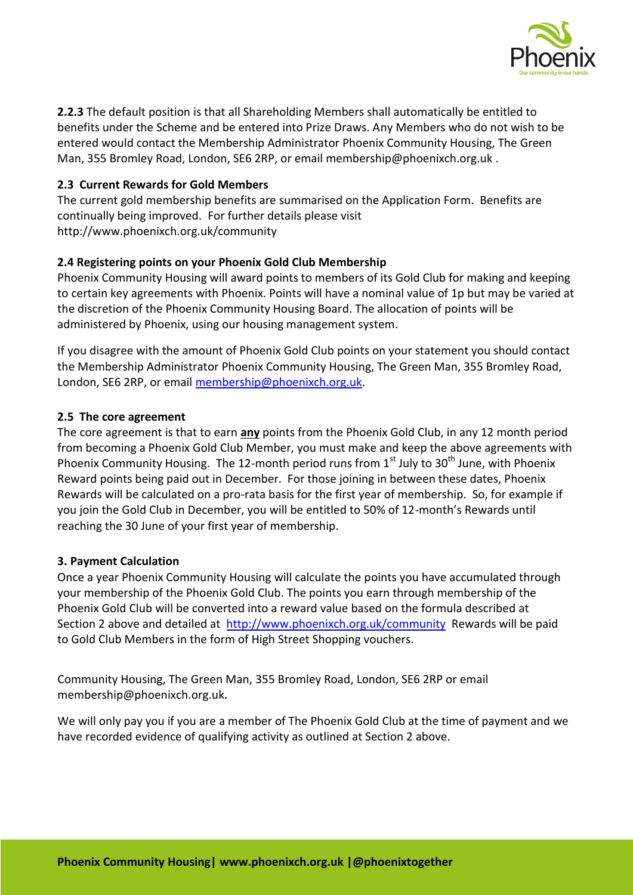**2.2.3** The default position is that all Shareholding Members shall automatically be entitled to benefits under the Scheme and be entered into Prize Draws. Any Members who do not wish to be entered would contact the Membership Administrator Phoenix Community Housing, The Green Man, 355 Bromley Road, London, SE6 2RP, or email membership@phoenixch.org.uk .

**2.3 Current Rewards for Gold Members**

The current gold membership benefits are summarised on the Application Form. Benefits are continually being improved. For further details please visit http://www.phoenixch.org.uk/community

**2.4 Registering points on your Phoenix Gold Club Membership**

Phoenix Community Housing will award points to members of its Gold Club for making and keeping to certain key agreements with Phoenix. Points will have a nominal value of 1p but may be varied at the discretion of the Phoenix Community Housing Board. The allocation of points will be administered by Phoenix, using our housing management system.

If you disagree with the amount of Phoenix Gold Club points on your statement you should contact the Membership Administrator Phoenix Community Housing, The Green Man, 355 Bromley Road, London, SE6 2RP, or email membership@phoenixch.org.uk.

**2.5 The core agreement**

The core agreement is that to earn **any** points from the Phoenix Gold Club, in any 12 month period from becoming a Phoenix Gold Club Member, you must make and keep the above agreements with Phoenix Community Housing. The 12-month period runs from 1st July to 30th June, with Phoenix Reward points being paid out in December. For those joining in between these dates, Phoenix Rewards will be calculated on a pro-rata basis for the first year of membership. So, for example if you join the Gold Club in December, you will be entitled to 50% of 12-month's Rewards until reaching the 30 June of your first year of membership.

**3. Payment Calculation**

Once a year Phoenix Community Housing will calculate the points you have accumulated through your membership of the Phoenix Gold Club. The points you earn through membership of the Phoenix Gold Club will be converted into a reward value based on the formula described at Section 2 above and detailed at http://www.phoenixch.org.uk/community Rewards will be paid to Gold Club Members in the form of High Street Shopping vouchers.

Community Housing, The Green Man, 355 Bromley Road, London, SE6 2RP or email membership@phoenixch.org.uk.

We will only pay you if you are a member of The Phoenix Gold Club at the time of payment and we have recorded evidence of qualifying activity as outlined at Section 2 above.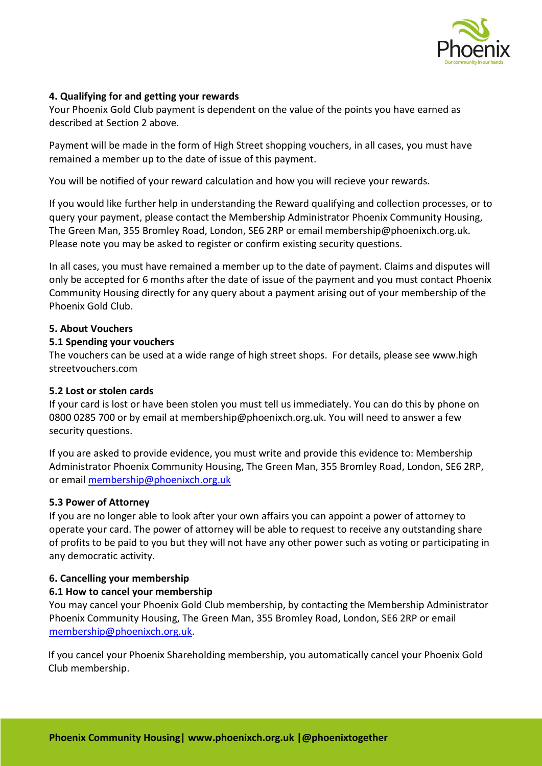### 4. Qualifying for and getting your rewards

Your Phoenix Gold Club payment is dependent on the value of the points you have earned as described at Section 2 above.

Payment will be made in the form of High Street shopping vouchers, in all cases, you must have remained a member up to the date of issue of this payment.

You will be notified of your reward calculation and how you will recieve your rewards.

If you would like further help in understanding the Reward qualifying and collection processes, or to query your payment, please contact the Membership Administrator Phoenix Community Housing, The Green Man, 355 Bromley Road, London, SE6 2RP or email membership@phoenixch.org.uk. Please note you may be asked to register or confirm existing security questions.

In all cases, you must have remained a member up to the date of payment. Claims and disputes will only be accepted for 6 months after the date of issue of the payment and you must contact Phoenix Community Housing directly for any query about a payment arising out of your membership of the Phoenix Gold Club.

### 5. About Vouchers

#### 5.1 Spending your vouchers

The vouchers can be used at a wide range of high street shops. For details, please see www.high streetvouchers.com

#### 5.2 Lost or stolen cards

If your card is lost or have been stolen you must tell us immediately. You can do this by phone on 0800 0285 700 or by email at membership@phoenixch.org.uk. You will need to answer a few security questions.

If you are asked to provide evidence, you must write and provide this evidence to: Membership Administrator Phoenix Community Housing, The Green Man, 355 Bromley Road, London, SE6 2RP, or email membership@phoenixch.org.uk

#### 5.3 Power of Attorney

If you are no longer able to look after your own affairs you can appoint a power of attorney to operate your card. The power of attorney will be able to request to receive any outstanding share of profits to be paid to you but they will not have any other power such as voting or participating in any democratic activity.

### 6. Cancelling your membership

#### 6.1 How to cancel your membership

You may cancel your Phoenix Gold Club membership, by contacting the Membership Administrator Phoenix Community Housing, The Green Man, 355 Bromley Road, London, SE6 2RP or email membership@phoenixch.org.uk.

If you cancel your Phoenix Shareholding membership, you automatically cancel your Phoenix Gold Club membership.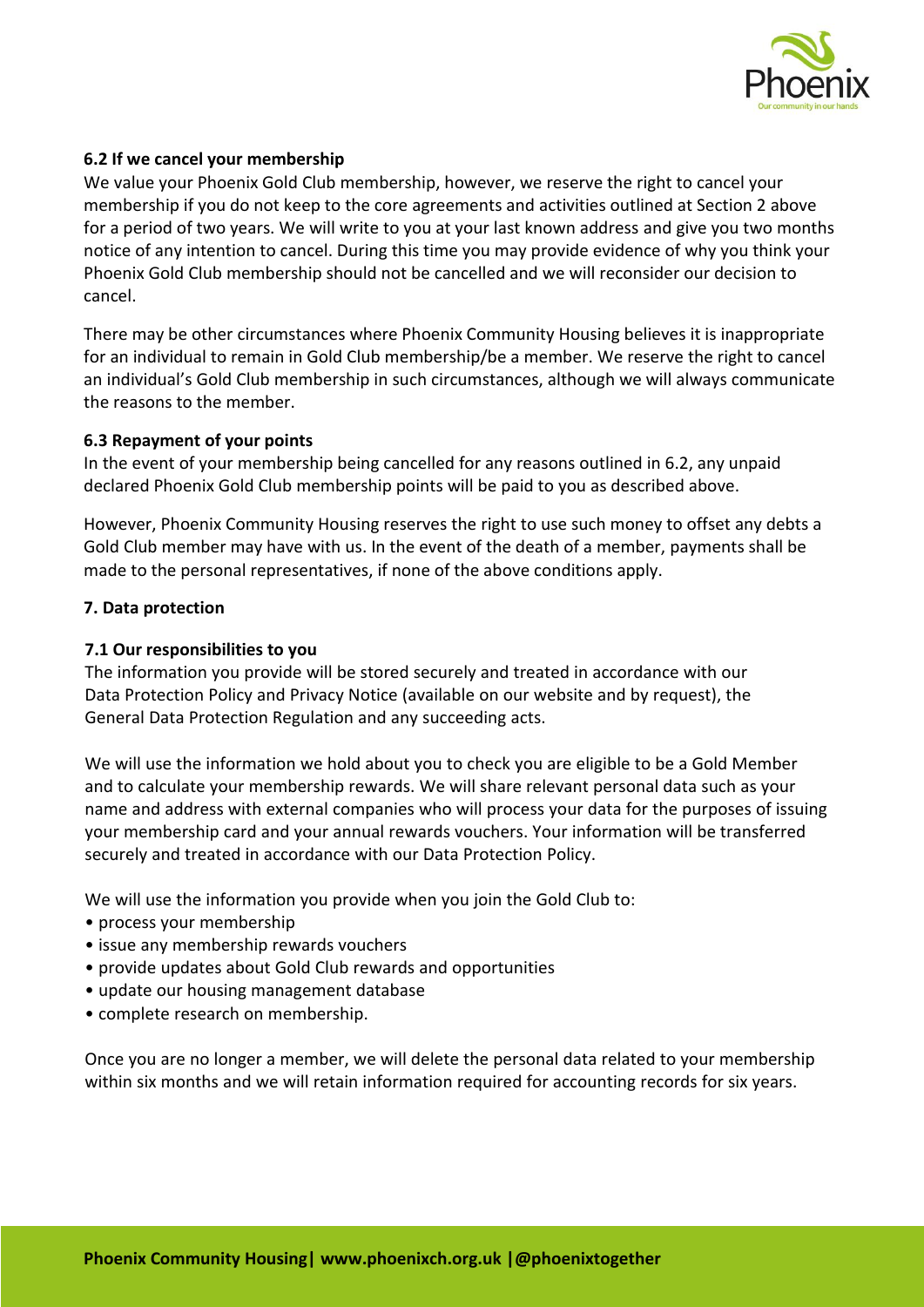### 6.2 If we cancel your membership

We value your Phoenix Gold Club membership, however, we reserve the right to cancel your membership if you do not keep to the core agreements and activities outlined at Section 2 above for a period of two years. We will write to you at your last known address and give you two months notice of any intention to cancel. During this time you may provide evidence of why you think your Phoenix Gold Club membership should not be cancelled and we will reconsider our decision to cancel.

There may be other circumstances where Phoenix Community Housing believes it is inappropriate for an individual to remain in Gold Club membership/be a member. We reserve the right to cancel an individual's Gold Club membership in such circumstances, although we will always communicate the reasons to the member.

### 6.3 Repayment of your points

In the event of your membership being cancelled for any reasons outlined in 6.2, any unpaid declared Phoenix Gold Club membership points will be paid to you as described above.

However, Phoenix Community Housing reserves the right to use such money to offset any debts a Gold Club member may have with us. In the event of the death of a member, payments shall be made to the personal representatives, if none of the above conditions apply.

## 7. Data protection

### 7.1 Our responsibilities to you

The information you provide will be stored securely and treated in accordance with our Data Protection Policy and Privacy Notice (available on our website and by request), the General Data Protection Regulation and any succeeding acts.

We will use the information we hold about you to check you are eligible to be a Gold Member and to calculate your membership rewards. We will share relevant personal data such as your name and address with external companies who will process your data for the purposes of issuing your membership card and your annual rewards vouchers. Your information will be transferred securely and treated in accordance with our Data Protection Policy.

We will use the information you provide when you join the Gold Club to:

- process your membership
- issue any membership rewards vouchers
- provide updates about Gold Club rewards and opportunities
- update our housing management database
- complete research on membership.

Once you are no longer a member, we will delete the personal data related to your membership within six months and we will retain information required for accounting records for six years.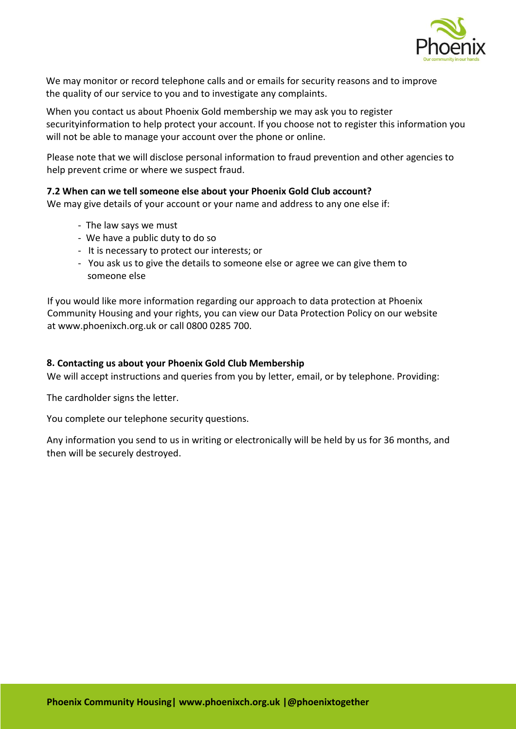We may monitor or record telephone calls and or emails for security reasons and to improve the quality of our service to you and to investigate any complaints.

When you contact us about Phoenix Gold membership we may ask you to register securityinformation to help protect your account. If you choose not to register this information you will not be able to manage your account over the phone or online.

Please note that we will disclose personal information to fraud prevention and other agencies to help prevent crime or where we suspect fraud.

**7.2 When can we tell someone else about your Phoenix Gold Club account?**

We may give details of your account or your name and address to any one else if:

- The law says we must
- We have a public duty to do so
- It is necessary to protect our interests; or
- You ask us to give the details to someone else or agree we can give them to someone else

If you would like more information regarding our approach to data protection at Phoenix Community Housing and your rights, you can view our Data Protection Policy on our website at www.phoenixch.org.uk or call 0800 0285 700.

**8. Contacting us about your Phoenix Gold Club Membership**

We will accept instructions and queries from you by letter, email, or by telephone. Providing:

The cardholder signs the letter.

You complete our telephone security questions.

Any information you send to us in writing or electronically will be held by us for 36 months, and then will be securely destroyed.